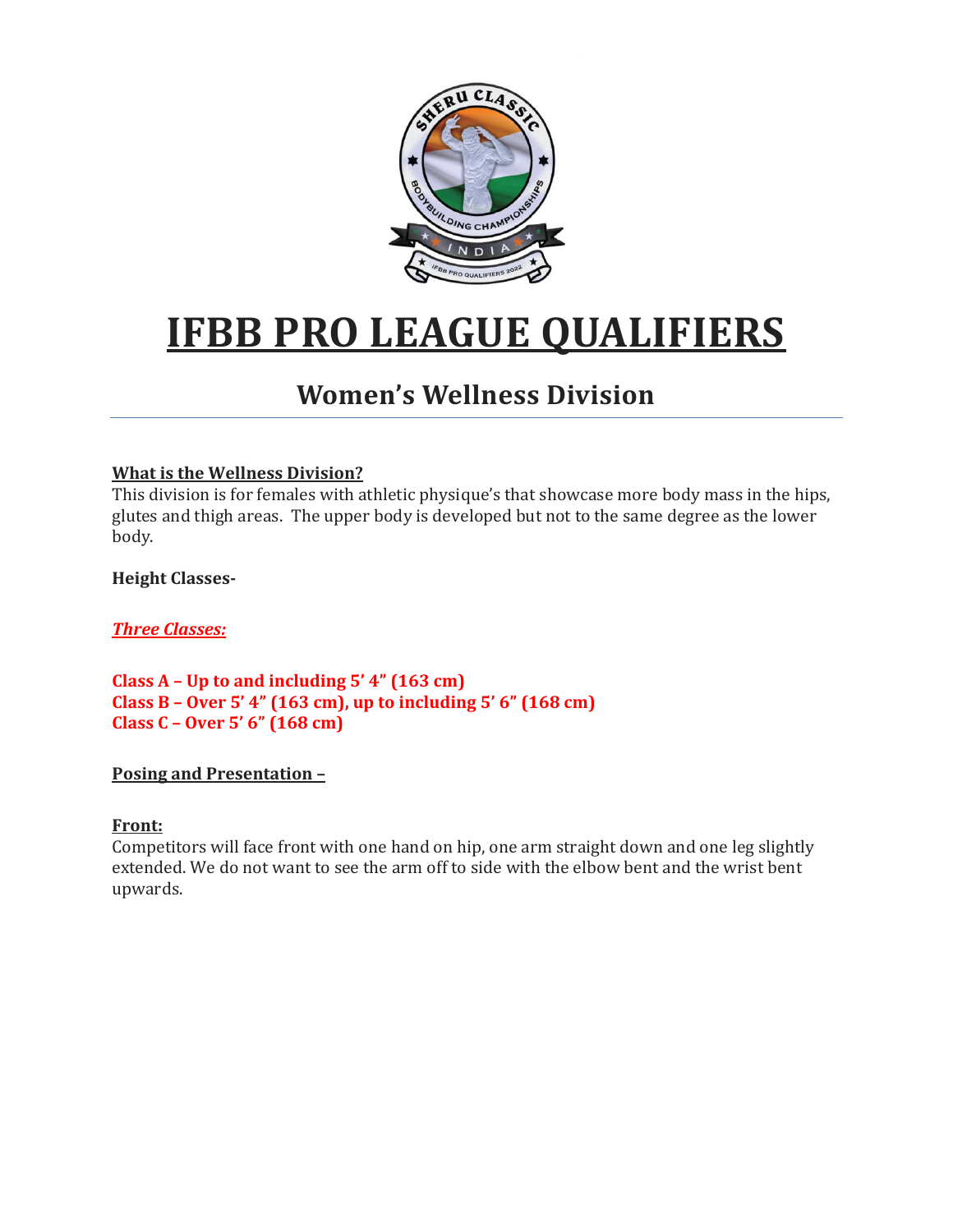# IFBB PRO LEAGUE QUALIFIERS

## Women's Wellness Division

**What is the Wellness Division?**

This division is for females with athletic physique's that showcase more body mass in the hips, glutes and thigh areas. The upper body is developed but not to the same degree as the lower body.

**Height Classes-**

***Three Classes:***

**Class A – Up to and including 5' 4" (163 cm)**
**Class B – Over 5' 4" (163 cm), up to including 5' 6" (168 cm)**
**Class C – Over 5' 6" (168 cm)**

**Posing and Presentation –**

**Front:**

Competitors will face front with one hand on hip, one arm straight down and one leg slightly extended. We do not want to see the arm off to side with the elbow bent and the wrist bent upwards.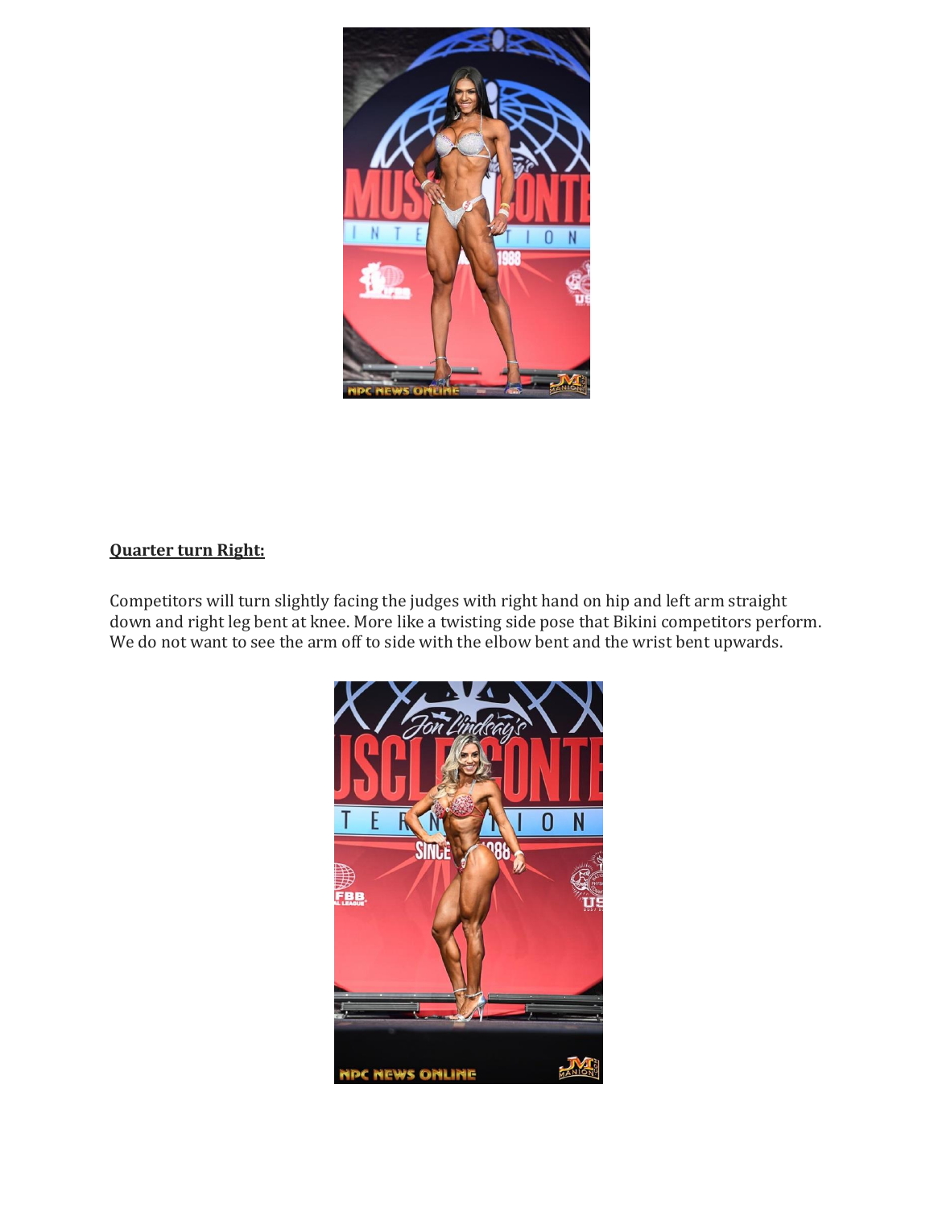**Quarter turn Right:**

Competitors will turn slightly facing the judges with right hand on hip and left arm straight down and right leg bent at knee. More like a twisting side pose that Bikini competitors perform. We do not want to see the arm off to side with the elbow bent and the wrist bent upwards.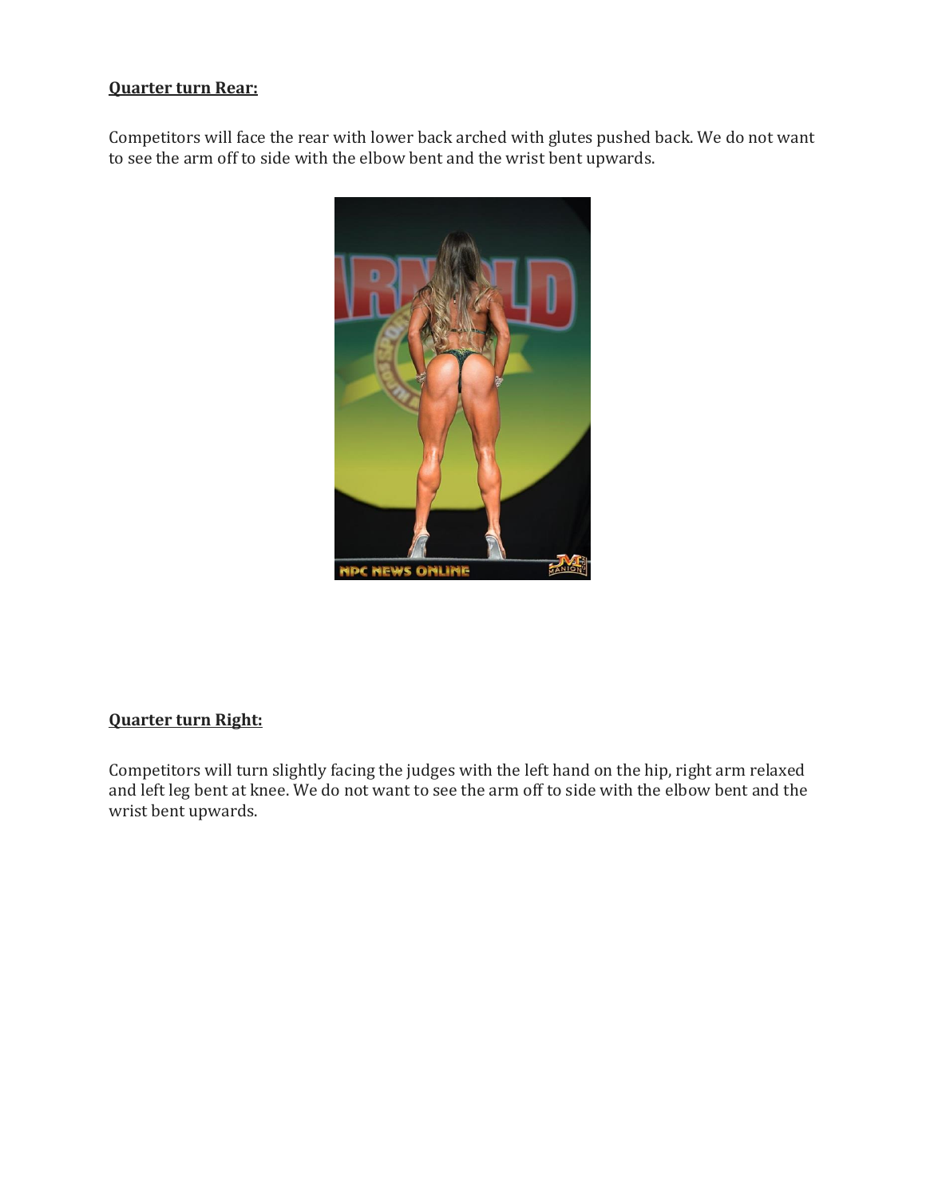**Quarter turn Rear:**

Competitors will face the rear with lower back arched with glutes pushed back. We do not want to see the arm off to side with the elbow bent and the wrist bent upwards.

**Quarter turn Right:**

Competitors will turn slightly facing the judges with the left hand on the hip, right arm relaxed and left leg bent at knee. We do not want to see the arm off to side with the elbow bent and the wrist bent upwards.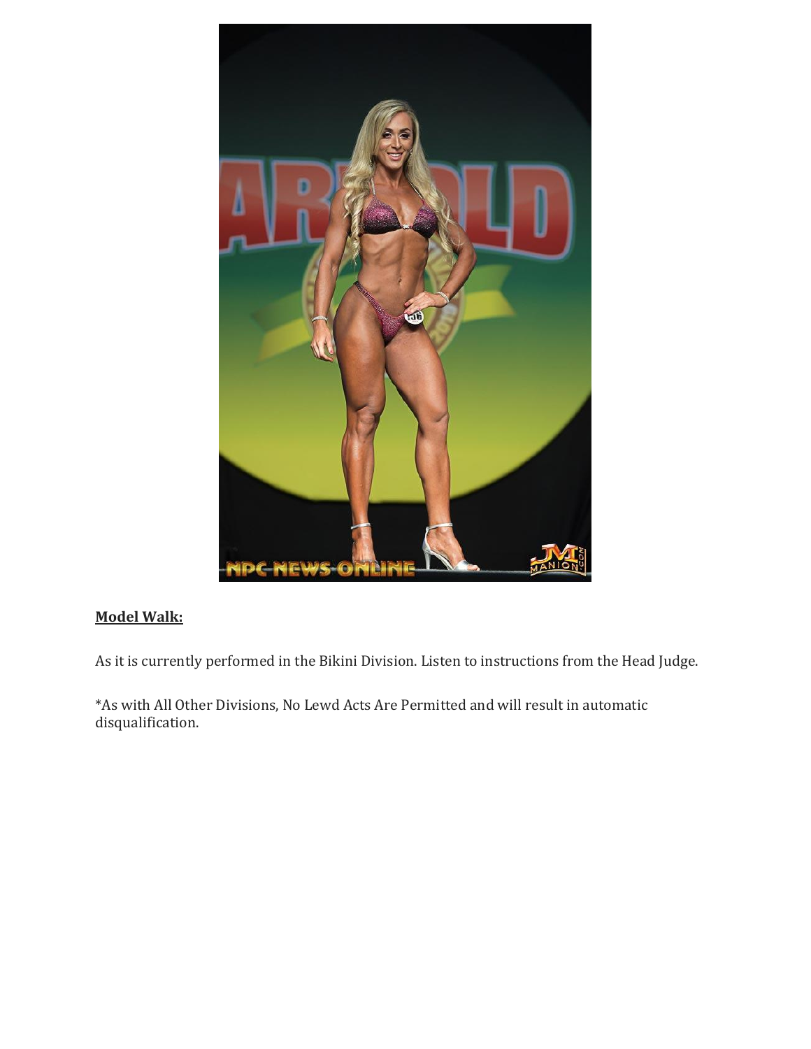**Model Walk:**

As it is currently performed in the Bikini Division. Listen to instructions from the Head Judge.

*As with All Other Divisions, No Lewd Acts Are Permitted and will result in automatic disqualification.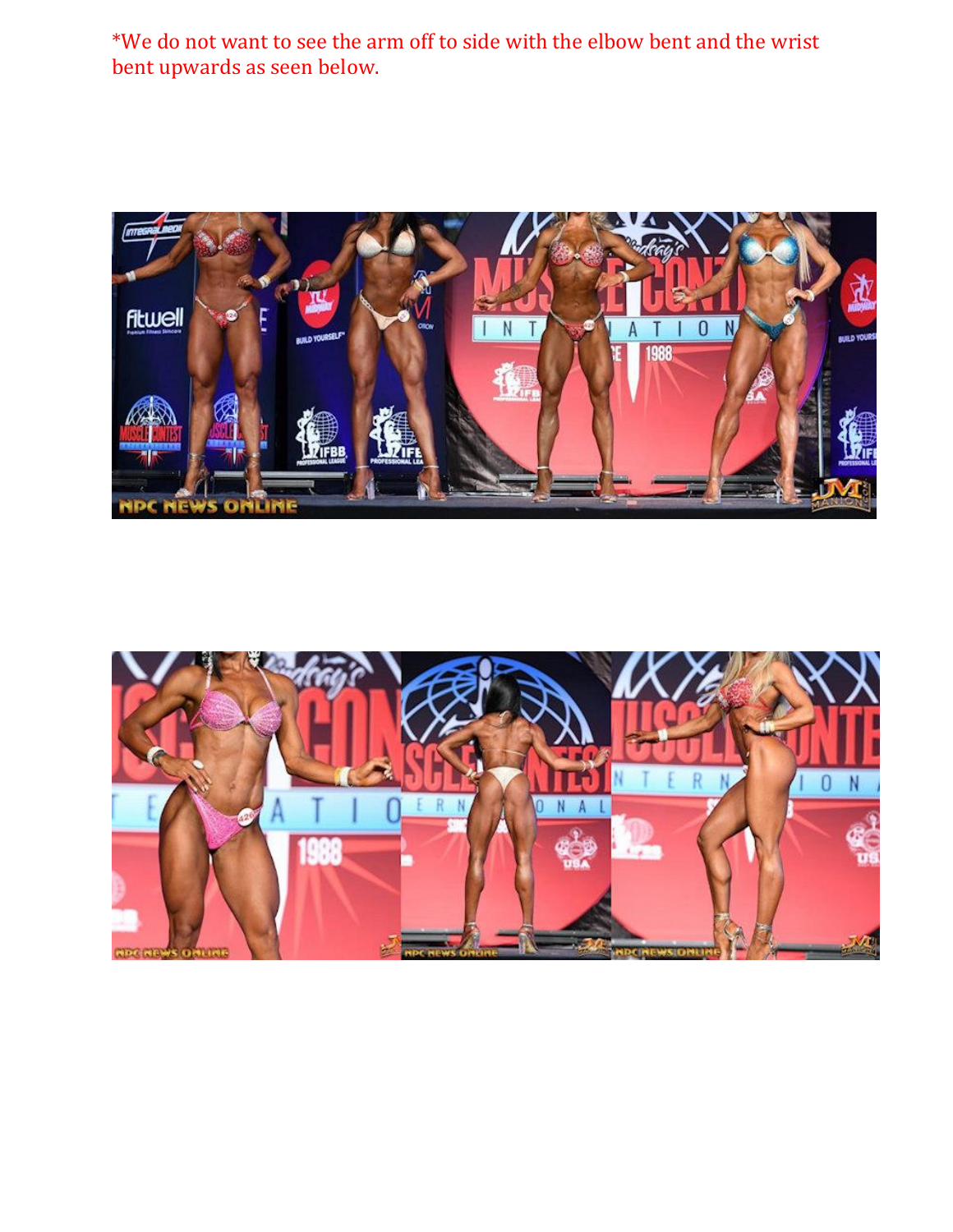*We do not want to see the arm off to side with the elbow bent and the wrist bent upwards as seen below.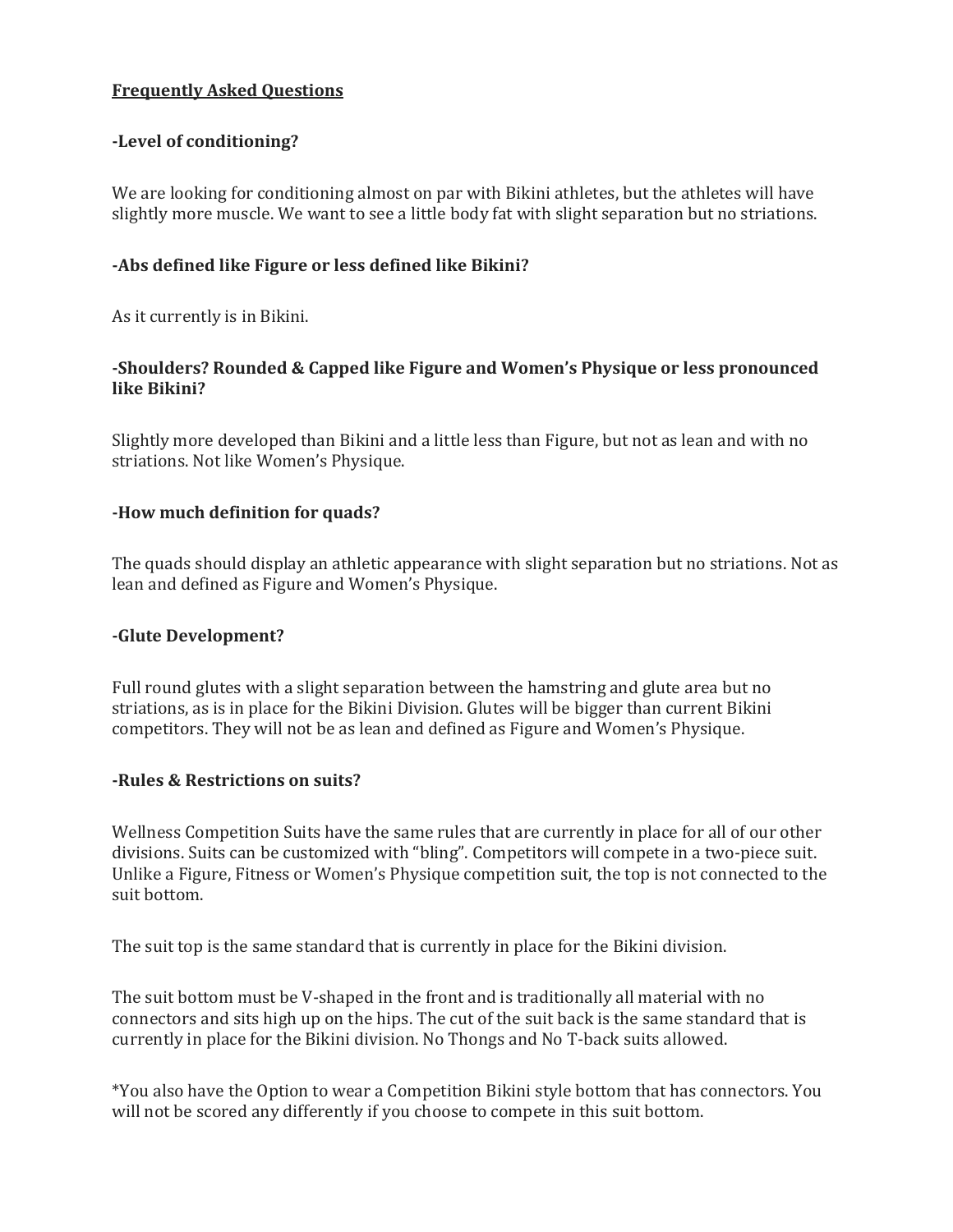## Frequently Asked Questions

### -Level of conditioning?

We are looking for conditioning almost on par with Bikini athletes, but the athletes will have slightly more muscle. We want to see a little body fat with slight separation but no striations.

### -Abs defined like Figure or less defined like Bikini?

As it currently is in Bikini.

### -Shoulders? Rounded & Capped like Figure and Women's Physique or less pronounced like Bikini?

Slightly more developed than Bikini and a little less than Figure, but not as lean and with no striations. Not like Women's Physique.

### -How much definition for quads?

The quads should display an athletic appearance with slight separation but no striations. Not as lean and defined as Figure and Women's Physique.

### -Glute Development?

Full round glutes with a slight separation between the hamstring and glute area but no striations, as is in place for the Bikini Division. Glutes will be bigger than current Bikini competitors. They will not be as lean and defined as Figure and Women's Physique.

### -Rules & Restrictions on suits?

Wellness Competition Suits have the same rules that are currently in place for all of our other divisions. Suits can be customized with "bling". Competitors will compete in a two-piece suit. Unlike a Figure, Fitness or Women's Physique competition suit, the top is not connected to the suit bottom.

The suit top is the same standard that is currently in place for the Bikini division.

The suit bottom must be V-shaped in the front and is traditionally all material with no connectors and sits high up on the hips. The cut of the suit back is the same standard that is currently in place for the Bikini division. No Thongs and No T-back suits allowed.

*You also have the Option to wear a Competition Bikini style bottom that has connectors. You will not be scored any differently if you choose to compete in this suit bottom.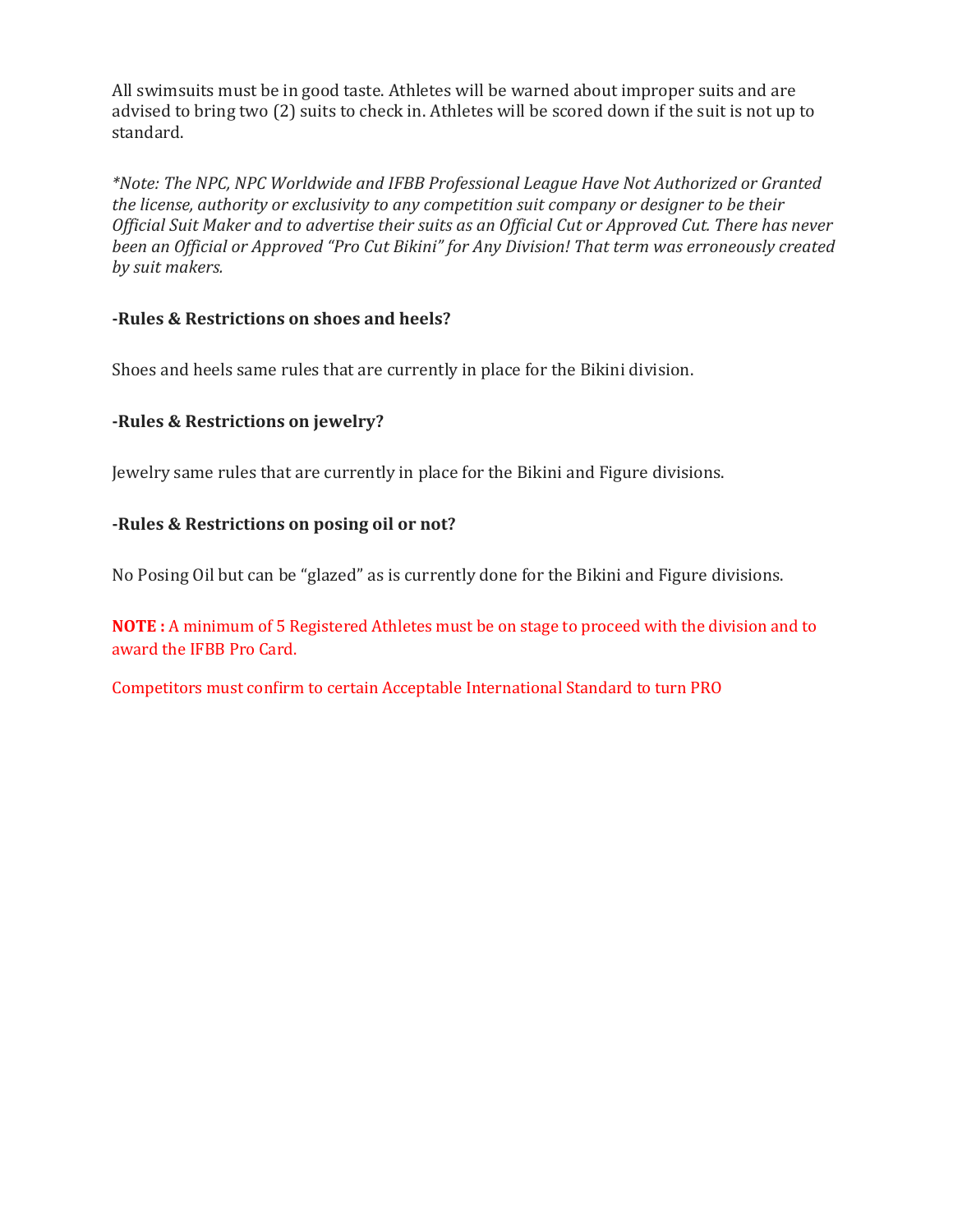All swimsuits must be in good taste. Athletes will be warned about improper suits and are advised to bring two (2) suits to check in. Athletes will be scored down if the suit is not up to standard.

*\*Note: The NPC, NPC Worldwide and IFBB Professional League Have Not Authorized or Granted the license, authority or exclusivity to any competition suit company or designer to be their Official Suit Maker and to advertise their suits as an Official Cut or Approved Cut. There has never been an Official or Approved "Pro Cut Bikini" for Any Division! That term was erroneously created by suit makers.*

**-Rules & Restrictions on shoes and heels?**

Shoes and heels same rules that are currently in place for the Bikini division.

**-Rules & Restrictions on jewelry?**

Jewelry same rules that are currently in place for the Bikini and Figure divisions.

**-Rules & Restrictions on posing oil or not?**

No Posing Oil but can be "glazed" as is currently done for the Bikini and Figure divisions.

**NOTE :** A minimum of 5 Registered Athletes must be on stage to proceed with the division and to award the IFBB Pro Card.

Competitors must confirm to certain Acceptable International Standard to turn PRO